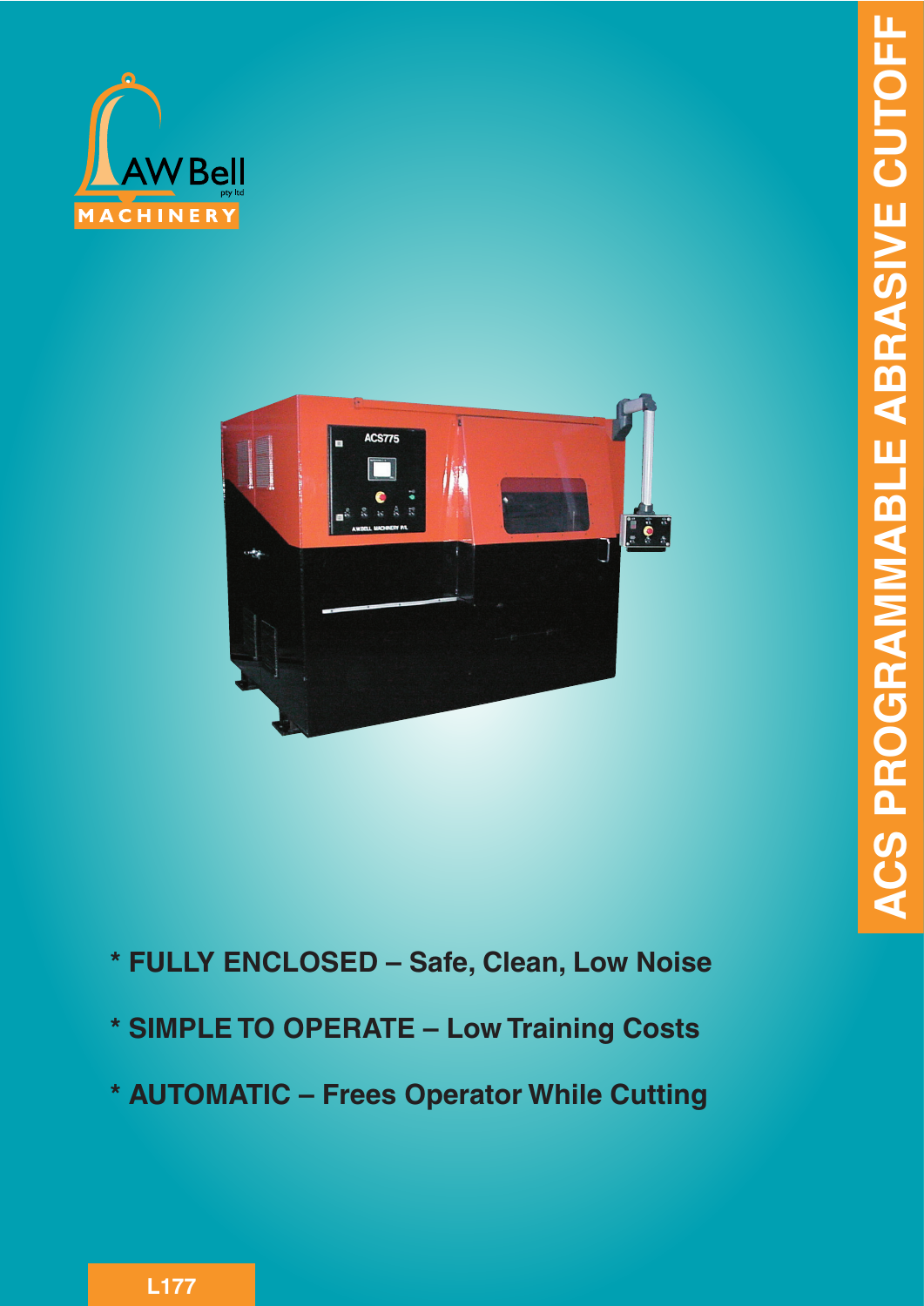AW Bell pty ltd

MACHINERY

# ACS PROGRAMMABLE ABRASIVE CUTOFF

* **FULLY ENCLOSED – Safe, Clean, Low Noise**
* **SIMPLE TO OPERATE – Low Training Costs**
* **AUTOMATIC – Frees Operator While Cutting**

L177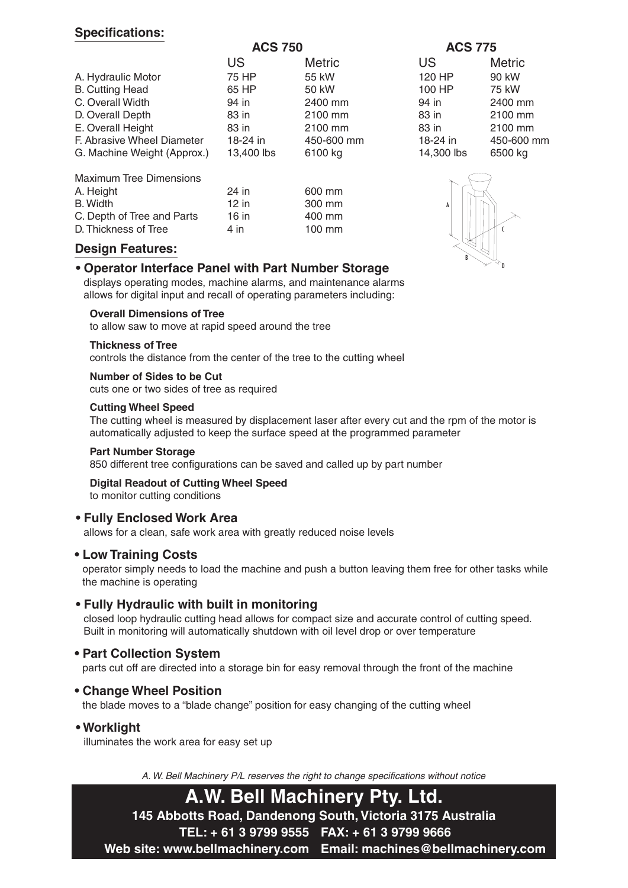## Specifications:

| | ACS 750 | | ACS 775 | |
|---|---|---|---|---|
| | US | Metric | US | Metric |
| A. Hydraulic Motor | 75 HP | 55 kW | 120 HP | 90 kW |
| B. Cutting Head | 65 HP | 50 kW | 100 HP | 75 kW |
| C. Overall Width | 94 in | 2400 mm | 94 in | 2400 mm |
| D. Overall Depth | 83 in | 2100 mm | 83 in | 2100 mm |
| E. Overall Height | 83 in | 2100 mm | 83 in | 2100 mm |
| F. Abrasive Wheel Diameter | 18-24 in | 450-600 mm | 18-24 in | 450-600 mm |
| G. Machine Weight (Approx.) | 13,400 lbs | 6100 kg | 14,300 lbs | 6500 kg |

| Maximum Tree Dimensions | | |
|---|---|---|
| A. Height | 24 in | 600 mm |
| B. Width | 12 in | 300 mm |
| C. Depth of Tree and Parts | 16 in | 400 mm |
| D. Thickness of Tree | 4 in | 100 mm |

A
B
C
D

## Design Features:

- **Operator Interface Panel with Part Number Storage**
  displays operating modes, machine alarms, and maintenance alarms
  allows for digital input and recall of operating parameters including:

  **Overall Dimensions of Tree**
  to allow saw to move at rapid speed around the tree

  **Thickness of Tree**
  controls the distance from the center of the tree to the cutting wheel

  **Number of Sides to be Cut**
  cuts one or two sides of tree as required

  **Cutting Wheel Speed**
  The cutting wheel is measured by displacement laser after every cut and the rpm of the motor is automatically adjusted to keep the surface speed at the programmed parameter

  **Part Number Storage**
  850 different tree configurations can be saved and called up by part number

  **Digital Readout of Cutting Wheel Speed**
  to monitor cutting conditions

- **Fully Enclosed Work Area**
  allows for a clean, safe work area with greatly reduced noise levels

- **Low Training Costs**
  operator simply needs to load the machine and push a button leaving them free for other tasks while the machine is operating

- **Fully Hydraulic with built in monitoring**
  closed loop hydraulic cutting head allows for compact size and accurate control of cutting speed. Built in monitoring will automatically shutdown with oil level drop or over temperature

- **Part Collection System**
  parts cut off are directed into a storage bin for easy removal through the front of the machine

- **Change Wheel Position**
  the blade moves to a "blade change" position for easy changing of the cutting wheel

- **Worklight**
  illuminates the work area for easy set up

*A. W. Bell Machinery P/L reserves the right to change specifications without notice*

**A.W. Bell Machinery Pty. Ltd.**
**145 Abbotts Road, Dandenong South, Victoria 3175 Australia**
**TEL: + 61 3 9799 9555 FAX: + 61 3 9799 9666**
**Web site: www.bellmachinery.com Email: machines@bellmachinery.com**